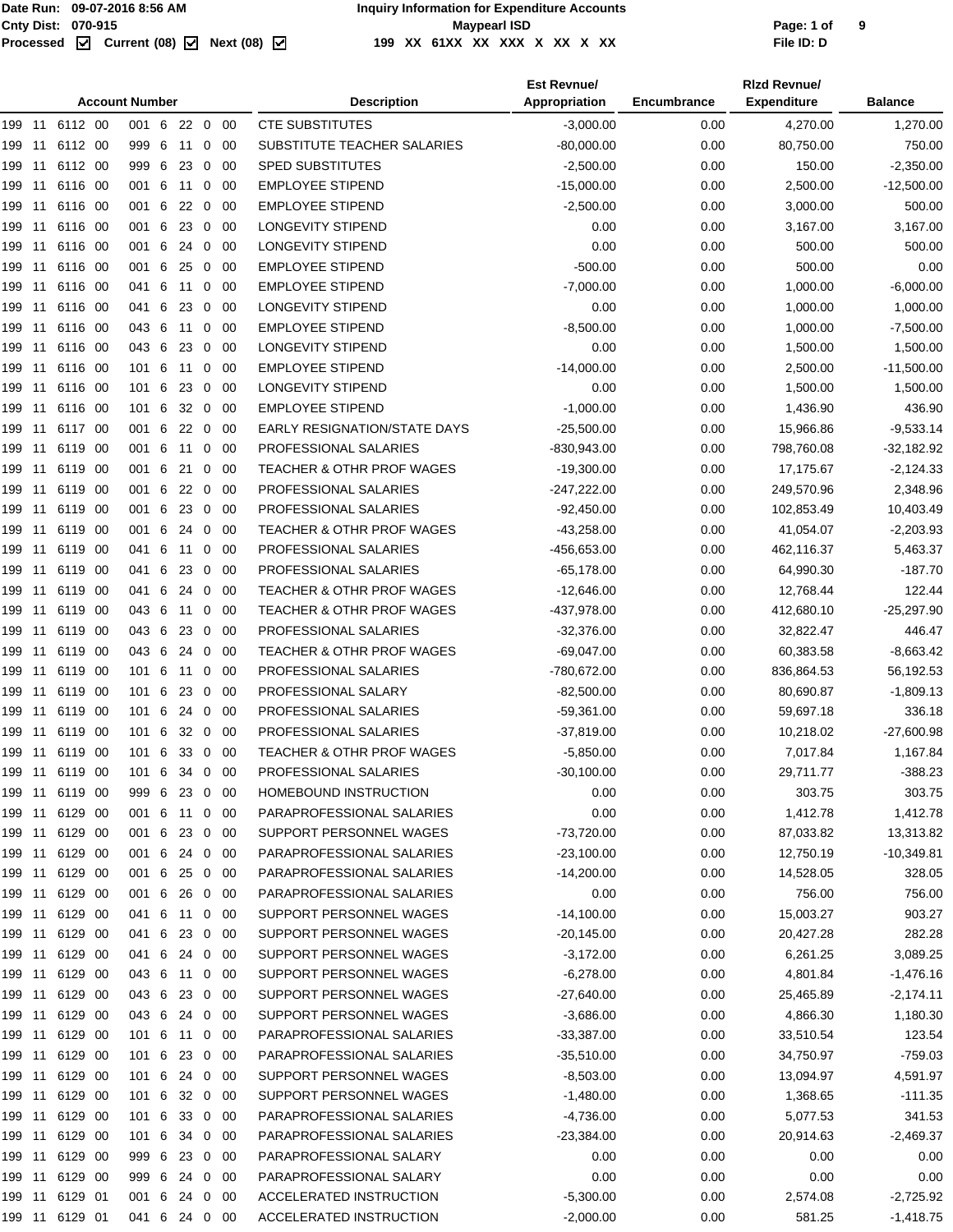Date Run: 09-07-2016 8:56 AM
Cnty Dist: 070-915
Processed ☑ Current (08) ☑ Next (08) ☑

**Inquiry Information for Expenditure Accounts**
**Maypearl ISD**
199 XX 61XX XX XXX X XX X XX

File ID: D

| Account Number | Description | Est Revnue/ Appropriation | Encumbrance | Rlzd Revnue/ Expenditure | Balance |
|---|---|---|---|---|---|
| 199 11 6112 00 001 6 22 0 00 | CTE SUBSTITUTES | -3,000.00 | 0.00 | 4,270.00 | 1,270.00 |
| 199 11 6112 00 999 6 11 0 00 | SUBSTITUTE TEACHER SALARIES | -80,000.00 | 0.00 | 80,750.00 | 750.00 |
| 199 11 6112 00 999 6 23 0 00 | SPED SUBSTITUTES | -2,500.00 | 0.00 | 150.00 | -2,350.00 |
| 199 11 6116 00 001 6 11 0 00 | EMPLOYEE STIPEND | -15,000.00 | 0.00 | 2,500.00 | -12,500.00 |
| 199 11 6116 00 001 6 22 0 00 | EMPLOYEE STIPEND | -2,500.00 | 0.00 | 3,000.00 | 500.00 |
| 199 11 6116 00 001 6 23 0 00 | LONGEVITY STIPEND | 0.00 | 0.00 | 3,167.00 | 3,167.00 |
| 199 11 6116 00 001 6 24 0 00 | LONGEVITY STIPEND | 0.00 | 0.00 | 500.00 | 500.00 |
| 199 11 6116 00 001 6 25 0 00 | EMPLOYEE STIPEND | -500.00 | 0.00 | 500.00 | 0.00 |
| 199 11 6116 00 041 6 11 0 00 | EMPLOYEE STIPEND | -7,000.00 | 0.00 | 1,000.00 | -6,000.00 |
| 199 11 6116 00 041 6 23 0 00 | LONGEVITY STIPEND | 0.00 | 0.00 | 1,000.00 | 1,000.00 |
| 199 11 6116 00 043 6 11 0 00 | EMPLOYEE STIPEND | -8,500.00 | 0.00 | 1,000.00 | -7,500.00 |
| 199 11 6116 00 043 6 23 0 00 | LONGEVITY STIPEND | 0.00 | 0.00 | 1,500.00 | 1,500.00 |
| 199 11 6116 00 101 6 11 0 00 | EMPLOYEE STIPEND | -14,000.00 | 0.00 | 2,500.00 | -11,500.00 |
| 199 11 6116 00 101 6 23 0 00 | LONGEVITY STIPEND | 0.00 | 0.00 | 1,500.00 | 1,500.00 |
| 199 11 6116 00 101 6 32 0 00 | EMPLOYEE STIPEND | -1,000.00 | 0.00 | 1,436.90 | 436.90 |
| 199 11 6117 00 001 6 22 0 00 | EARLY RESIGNATION/STATE DAYS | -25,500.00 | 0.00 | 15,966.86 | -9,533.14 |
| 199 11 6119 00 001 6 11 0 00 | PROFESSIONAL SALARIES | -830,943.00 | 0.00 | 798,760.08 | -32,182.92 |
| 199 11 6119 00 001 6 21 0 00 | TEACHER & OTHR PROF WAGES | -19,300.00 | 0.00 | 17,175.67 | -2,124.33 |
| 199 11 6119 00 001 6 22 0 00 | PROFESSIONAL SALARIES | -247,222.00 | 0.00 | 249,570.96 | 2,348.96 |
| 199 11 6119 00 001 6 23 0 00 | PROFESSIONAL SALARIES | -92,450.00 | 0.00 | 102,853.49 | 10,403.49 |
| 199 11 6119 00 001 6 24 0 00 | TEACHER & OTHR PROF WAGES | -43,258.00 | 0.00 | 41,054.07 | -2,203.93 |
| 199 11 6119 00 041 6 11 0 00 | PROFESSIONAL SALARIES | -456,653.00 | 0.00 | 462,116.37 | 5,463.37 |
| 199 11 6119 00 041 6 23 0 00 | PROFESSIONAL SALARIES | -65,178.00 | 0.00 | 64,990.30 | -187.70 |
| 199 11 6119 00 041 6 24 0 00 | TEACHER & OTHR PROF WAGES | -12,646.00 | 0.00 | 12,768.44 | 122.44 |
| 199 11 6119 00 043 6 11 0 00 | TEACHER & OTHR PROF WAGES | -437,978.00 | 0.00 | 412,680.10 | -25,297.90 |
| 199 11 6119 00 043 6 23 0 00 | PROFESSIONAL SALARIES | -32,376.00 | 0.00 | 32,822.47 | 446.47 |
| 199 11 6119 00 043 6 24 0 00 | TEACHER & OTHR PROF WAGES | -69,047.00 | 0.00 | 60,383.58 | -8,663.42 |
| 199 11 6119 00 101 6 11 0 00 | PROFESSIONAL SALARIES | -780,672.00 | 0.00 | 836,864.53 | 56,192.53 |
| 199 11 6119 00 101 6 23 0 00 | PROFESSIONAL SALARY | -82,500.00 | 0.00 | 80,690.87 | -1,809.13 |
| 199 11 6119 00 101 6 24 0 00 | PROFESSIONAL SALARIES | -59,361.00 | 0.00 | 59,697.18 | 336.18 |
| 199 11 6119 00 101 6 32 0 00 | PROFESSIONAL SALARIES | -37,819.00 | 0.00 | 10,218.02 | -27,600.98 |
| 199 11 6119 00 101 6 33 0 00 | TEACHER & OTHR PROF WAGES | -5,850.00 | 0.00 | 7,017.84 | 1,167.84 |
| 199 11 6119 00 101 6 34 0 00 | PROFESSIONAL SALARIES | -30,100.00 | 0.00 | 29,711.77 | -388.23 |
| 199 11 6119 00 999 6 23 0 00 | HOMEBOUND INSTRUCTION | 0.00 | 0.00 | 303.75 | 303.75 |
| 199 11 6129 00 001 6 11 0 00 | PARAPROFESSIONAL SALARIES | 0.00 | 0.00 | 1,412.78 | 1,412.78 |
| 199 11 6129 00 001 6 23 0 00 | SUPPORT PERSONNEL WAGES | -73,720.00 | 0.00 | 87,033.82 | 13,313.82 |
| 199 11 6129 00 001 6 24 0 00 | PARAPROFESSIONAL SALARIES | -23,100.00 | 0.00 | 12,750.19 | -10,349.81 |
| 199 11 6129 00 001 6 25 0 00 | PARAPROFESSIONAL SALARIES | -14,200.00 | 0.00 | 14,528.05 | 328.05 |
| 199 11 6129 00 001 6 26 0 00 | PARAPROFESSIONAL SALARIES | 0.00 | 0.00 | 756.00 | 756.00 |
| 199 11 6129 00 041 6 11 0 00 | SUPPORT PERSONNEL WAGES | -14,100.00 | 0.00 | 15,003.27 | 903.27 |
| 199 11 6129 00 041 6 23 0 00 | SUPPORT PERSONNEL WAGES | -20,145.00 | 0.00 | 20,427.28 | 282.28 |
| 199 11 6129 00 041 6 24 0 00 | SUPPORT PERSONNEL WAGES | -3,172.00 | 0.00 | 6,261.25 | 3,089.25 |
| 199 11 6129 00 043 6 11 0 00 | SUPPORT PERSONNEL WAGES | -6,278.00 | 0.00 | 4,801.84 | -1,476.16 |
| 199 11 6129 00 043 6 23 0 00 | SUPPORT PERSONNEL WAGES | -27,640.00 | 0.00 | 25,465.89 | -2,174.11 |
| 199 11 6129 00 043 6 24 0 00 | SUPPORT PERSONNEL WAGES | -3,686.00 | 0.00 | 4,866.30 | 1,180.30 |
| 199 11 6129 00 101 6 11 0 00 | PARAPROFESSIONAL SALARIES | -33,387.00 | 0.00 | 33,510.54 | 123.54 |
| 199 11 6129 00 101 6 23 0 00 | PARAPROFESSIONAL SALARIES | -35,510.00 | 0.00 | 34,750.97 | -759.03 |
| 199 11 6129 00 101 6 24 0 00 | SUPPORT PERSONNEL WAGES | -8,503.00 | 0.00 | 13,094.97 | 4,591.97 |
| 199 11 6129 00 101 6 32 0 00 | SUPPORT PERSONNEL WAGES | -1,480.00 | 0.00 | 1,368.65 | -111.35 |
| 199 11 6129 00 101 6 33 0 00 | PARAPROFESSIONAL SALARIES | -4,736.00 | 0.00 | 5,077.53 | 341.53 |
| 199 11 6129 00 101 6 34 0 00 | PARAPROFESSIONAL SALARIES | -23,384.00 | 0.00 | 20,914.63 | -2,469.37 |
| 199 11 6129 00 999 6 23 0 00 | PARAPROFESSIONAL SALARY | 0.00 | 0.00 | 0.00 | 0.00 |
| 199 11 6129 00 999 6 24 0 00 | PARAPROFESSIONAL SALARY | 0.00 | 0.00 | 0.00 | 0.00 |
| 199 11 6129 01 001 6 24 0 00 | ACCELERATED INSTRUCTION | -5,300.00 | 0.00 | 2,574.08 | -2,725.92 |
| 199 11 6129 01 041 6 24 0 00 | ACCELERATED INSTRUCTION | -2,000.00 | 0.00 | 581.25 | -1,418.75 |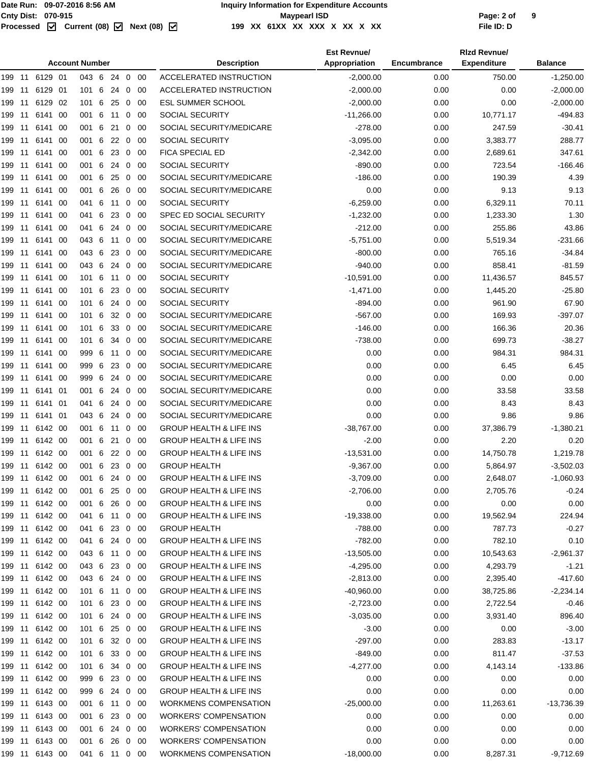Date Run: 09-07-2016 8:56 AM
Cnty Dist: 070-915
Processed ☑ Current (08) ☑ Next (08) ☑

**Inquiry Information for Expenditure Accounts**
**Maypearl ISD**
199 XX 61XX XX XXX X XX X XX

File ID: D

| Account Number | Description | Est Revnue/ Appropriation | Encumbrance | Rlzd Revnue/ Expenditure | Balance |
|---|---|---|---|---|---|
| 199 11 6129 01 043 6 24 0 00 | ACCELERATED INSTRUCTION | -2,000.00 | 0.00 | 750.00 | -1,250.00 |
| 199 11 6129 01 101 6 24 0 00 | ACCELERATED INSTRUCTION | -2,000.00 | 0.00 | 0.00 | -2,000.00 |
| 199 11 6129 02 101 6 25 0 00 | ESL SUMMER SCHOOL | -2,000.00 | 0.00 | 0.00 | -2,000.00 |
| 199 11 6141 00 001 6 11 0 00 | SOCIAL SECURITY | -11,266.00 | 0.00 | 10,771.17 | -494.83 |
| 199 11 6141 00 001 6 21 0 00 | SOCIAL SECURITY/MEDICARE | -278.00 | 0.00 | 247.59 | -30.41 |
| 199 11 6141 00 001 6 22 0 00 | SOCIAL SECURITY | -3,095.00 | 0.00 | 3,383.77 | 288.77 |
| 199 11 6141 00 001 6 23 0 00 | FICA SPECIAL ED | -2,342.00 | 0.00 | 2,689.61 | 347.61 |
| 199 11 6141 00 001 6 24 0 00 | SOCIAL SECURITY | -890.00 | 0.00 | 723.54 | -166.46 |
| 199 11 6141 00 001 6 25 0 00 | SOCIAL SECURITY/MEDICARE | -186.00 | 0.00 | 190.39 | 4.39 |
| 199 11 6141 00 001 6 26 0 00 | SOCIAL SECURITY/MEDICARE | 0.00 | 0.00 | 9.13 | 9.13 |
| 199 11 6141 00 041 6 11 0 00 | SOCIAL SECURITY | -6,259.00 | 0.00 | 6,329.11 | 70.11 |
| 199 11 6141 00 041 6 23 0 00 | SPEC ED SOCIAL SECURITY | -1,232.00 | 0.00 | 1,233.30 | 1.30 |
| 199 11 6141 00 041 6 24 0 00 | SOCIAL SECURITY/MEDICARE | -212.00 | 0.00 | 255.86 | 43.86 |
| 199 11 6141 00 043 6 11 0 00 | SOCIAL SECURITY/MEDICARE | -5,751.00 | 0.00 | 5,519.34 | -231.66 |
| 199 11 6141 00 043 6 23 0 00 | SOCIAL SECURITY/MEDICARE | -800.00 | 0.00 | 765.16 | -34.84 |
| 199 11 6141 00 043 6 24 0 00 | SOCIAL SECURITY/MEDICARE | -940.00 | 0.00 | 858.41 | -81.59 |
| 199 11 6141 00 101 6 11 0 00 | SOCIAL SECURITY | -10,591.00 | 0.00 | 11,436.57 | 845.57 |
| 199 11 6141 00 101 6 23 0 00 | SOCIAL SECURITY | -1,471.00 | 0.00 | 1,445.20 | -25.80 |
| 199 11 6141 00 101 6 24 0 00 | SOCIAL SECURITY | -894.00 | 0.00 | 961.90 | 67.90 |
| 199 11 6141 00 101 6 32 0 00 | SOCIAL SECURITY/MEDICARE | -567.00 | 0.00 | 169.93 | -397.07 |
| 199 11 6141 00 101 6 33 0 00 | SOCIAL SECURITY/MEDICARE | -146.00 | 0.00 | 166.36 | 20.36 |
| 199 11 6141 00 101 6 34 0 00 | SOCIAL SECURITY/MEDICARE | -738.00 | 0.00 | 699.73 | -38.27 |
| 199 11 6141 00 999 6 11 0 00 | SOCIAL SECURITY/MEDICARE | 0.00 | 0.00 | 984.31 | 984.31 |
| 199 11 6141 00 999 6 23 0 00 | SOCIAL SECURITY/MEDICARE | 0.00 | 0.00 | 6.45 | 6.45 |
| 199 11 6141 00 999 6 24 0 00 | SOCIAL SECURITY/MEDICARE | 0.00 | 0.00 | 0.00 | 0.00 |
| 199 11 6141 01 001 6 24 0 00 | SOCIAL SECURITY/MEDICARE | 0.00 | 0.00 | 33.58 | 33.58 |
| 199 11 6141 01 041 6 24 0 00 | SOCIAL SECURITY/MEDICARE | 0.00 | 0.00 | 8.43 | 8.43 |
| 199 11 6141 01 043 6 24 0 00 | SOCIAL SECURITY/MEDICARE | 0.00 | 0.00 | 9.86 | 9.86 |
| 199 11 6142 00 001 6 11 0 00 | GROUP HEALTH & LIFE INS | -38,767.00 | 0.00 | 37,386.79 | -1,380.21 |
| 199 11 6142 00 001 6 21 0 00 | GROUP HEALTH & LIFE INS | -2.00 | 0.00 | 2.20 | 0.20 |
| 199 11 6142 00 001 6 22 0 00 | GROUP HEALTH & LIFE INS | -13,531.00 | 0.00 | 14,750.78 | 1,219.78 |
| 199 11 6142 00 001 6 23 0 00 | GROUP HEALTH | -9,367.00 | 0.00 | 5,864.97 | -3,502.03 |
| 199 11 6142 00 001 6 24 0 00 | GROUP HEALTH & LIFE INS | -3,709.00 | 0.00 | 2,648.07 | -1,060.93 |
| 199 11 6142 00 001 6 25 0 00 | GROUP HEALTH & LIFE INS | -2,706.00 | 0.00 | 2,705.76 | -0.24 |
| 199 11 6142 00 001 6 26 0 00 | GROUP HEALTH & LIFE INS | 0.00 | 0.00 | 0.00 | 0.00 |
| 199 11 6142 00 041 6 11 0 00 | GROUP HEALTH & LIFE INS | -19,338.00 | 0.00 | 19,562.94 | 224.94 |
| 199 11 6142 00 041 6 23 0 00 | GROUP HEALTH | -788.00 | 0.00 | 787.73 | -0.27 |
| 199 11 6142 00 041 6 24 0 00 | GROUP HEALTH & LIFE INS | -782.00 | 0.00 | 782.10 | 0.10 |
| 199 11 6142 00 043 6 11 0 00 | GROUP HEALTH & LIFE INS | -13,505.00 | 0.00 | 10,543.63 | -2,961.37 |
| 199 11 6142 00 043 6 23 0 00 | GROUP HEALTH & LIFE INS | -4,295.00 | 0.00 | 4,293.79 | -1.21 |
| 199 11 6142 00 043 6 24 0 00 | GROUP HEALTH & LIFE INS | -2,813.00 | 0.00 | 2,395.40 | -417.60 |
| 199 11 6142 00 101 6 11 0 00 | GROUP HEALTH & LIFE INS | -40,960.00 | 0.00 | 38,725.86 | -2,234.14 |
| 199 11 6142 00 101 6 23 0 00 | GROUP HEALTH & LIFE INS | -2,723.00 | 0.00 | 2,722.54 | -0.46 |
| 199 11 6142 00 101 6 24 0 00 | GROUP HEALTH & LIFE INS | -3,035.00 | 0.00 | 3,931.40 | 896.40 |
| 199 11 6142 00 101 6 25 0 00 | GROUP HEALTH & LIFE INS | -3.00 | 0.00 | 0.00 | -3.00 |
| 199 11 6142 00 101 6 32 0 00 | GROUP HEALTH & LIFE INS | -297.00 | 0.00 | 283.83 | -13.17 |
| 199 11 6142 00 101 6 33 0 00 | GROUP HEALTH & LIFE INS | -849.00 | 0.00 | 811.47 | -37.53 |
| 199 11 6142 00 101 6 34 0 00 | GROUP HEALTH & LIFE INS | -4,277.00 | 0.00 | 4,143.14 | -133.86 |
| 199 11 6142 00 999 6 23 0 00 | GROUP HEALTH & LIFE INS | 0.00 | 0.00 | 0.00 | 0.00 |
| 199 11 6142 00 999 6 24 0 00 | GROUP HEALTH & LIFE INS | 0.00 | 0.00 | 0.00 | 0.00 |
| 199 11 6143 00 001 6 11 0 00 | WORKMENS COMPENSATION | -25,000.00 | 0.00 | 11,263.61 | -13,736.39 |
| 199 11 6143 00 001 6 23 0 00 | WORKERS' COMPENSATION | 0.00 | 0.00 | 0.00 | 0.00 |
| 199 11 6143 00 001 6 24 0 00 | WORKERS' COMPENSATION | 0.00 | 0.00 | 0.00 | 0.00 |
| 199 11 6143 00 001 6 26 0 00 | WORKERS' COMPENSATION | 0.00 | 0.00 | 0.00 | 0.00 |
| 199 11 6143 00 041 6 11 0 00 | WORKMENS COMPENSATION | -18,000.00 | 0.00 | 8,287.31 | -9,712.69 |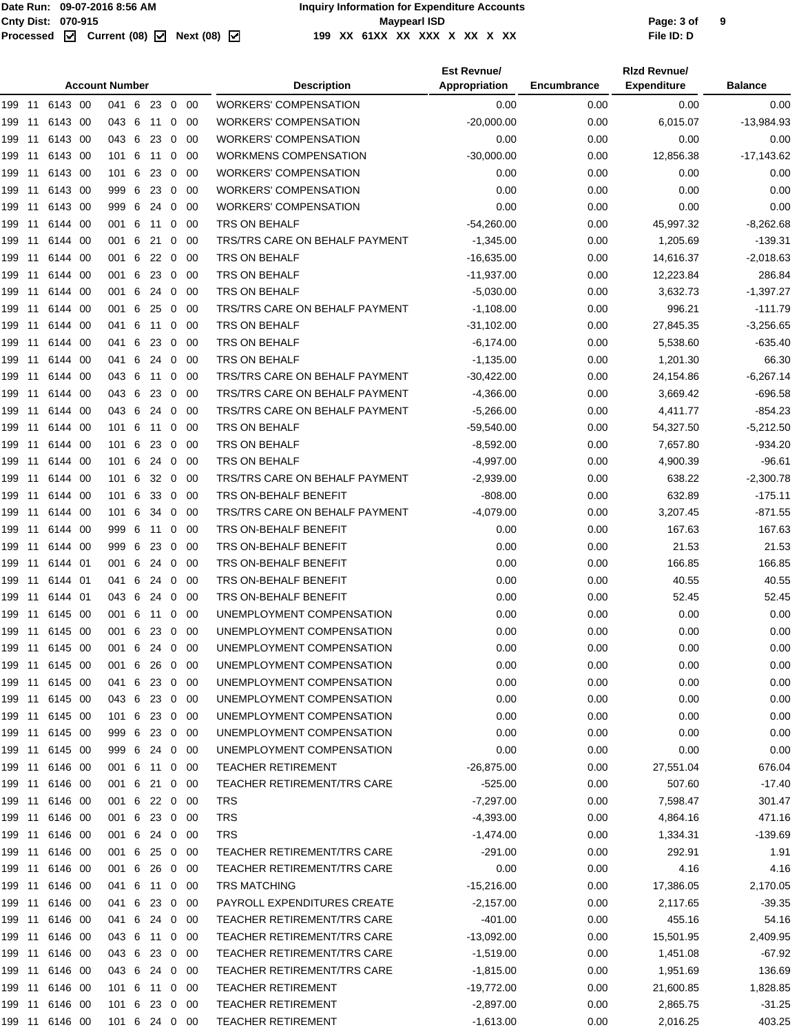Date Run: 09-07-2016 8:56 AM
Cnty Dist: 070-915
Processed ☑ Current (08) ☑ Next (08) ☑

**Inquiry Information for Expenditure Accounts**
**Maypearl ISD**
199 XX 61XX XX XXX X XX X XX

File ID: D

| Account Number | Description | Est Revnue/ Appropriation | Encumbrance | Rlzd Revnue/ Expenditure | Balance |
|---|---|---|---|---|---|
| 199 11 6143 00 041 6 23 0 00 | WORKERS' COMPENSATION | 0.00 | 0.00 | 0.00 | 0.00 |
| 199 11 6143 00 043 6 11 0 00 | WORKERS' COMPENSATION | -20,000.00 | 0.00 | 6,015.07 | -13,984.93 |
| 199 11 6143 00 043 6 23 0 00 | WORKERS' COMPENSATION | 0.00 | 0.00 | 0.00 | 0.00 |
| 199 11 6143 00 101 6 11 0 00 | WORKMENS COMPENSATION | -30,000.00 | 0.00 | 12,856.38 | -17,143.62 |
| 199 11 6143 00 101 6 23 0 00 | WORKERS' COMPENSATION | 0.00 | 0.00 | 0.00 | 0.00 |
| 199 11 6143 00 999 6 23 0 00 | WORKERS' COMPENSATION | 0.00 | 0.00 | 0.00 | 0.00 |
| 199 11 6143 00 999 6 24 0 00 | WORKERS' COMPENSATION | 0.00 | 0.00 | 0.00 | 0.00 |
| 199 11 6144 00 001 6 11 0 00 | TRS ON BEHALF | -54,260.00 | 0.00 | 45,997.32 | -8,262.68 |
| 199 11 6144 00 001 6 21 0 00 | TRS/TRS CARE ON BEHALF PAYMENT | -1,345.00 | 0.00 | 1,205.69 | -139.31 |
| 199 11 6144 00 001 6 22 0 00 | TRS ON BEHALF | -16,635.00 | 0.00 | 14,616.37 | -2,018.63 |
| 199 11 6144 00 001 6 23 0 00 | TRS ON BEHALF | -11,937.00 | 0.00 | 12,223.84 | 286.84 |
| 199 11 6144 00 001 6 24 0 00 | TRS ON BEHALF | -5,030.00 | 0.00 | 3,632.73 | -1,397.27 |
| 199 11 6144 00 001 6 25 0 00 | TRS/TRS CARE ON BEHALF PAYMENT | -1,108.00 | 0.00 | 996.21 | -111.79 |
| 199 11 6144 00 041 6 11 0 00 | TRS ON BEHALF | -31,102.00 | 0.00 | 27,845.35 | -3,256.65 |
| 199 11 6144 00 041 6 23 0 00 | TRS ON BEHALF | -6,174.00 | 0.00 | 5,538.60 | -635.40 |
| 199 11 6144 00 041 6 24 0 00 | TRS ON BEHALF | -1,135.00 | 0.00 | 1,201.30 | 66.30 |
| 199 11 6144 00 043 6 11 0 00 | TRS/TRS CARE ON BEHALF PAYMENT | -30,422.00 | 0.00 | 24,154.86 | -6,267.14 |
| 199 11 6144 00 043 6 23 0 00 | TRS/TRS CARE ON BEHALF PAYMENT | -4,366.00 | 0.00 | 3,669.42 | -696.58 |
| 199 11 6144 00 043 6 24 0 00 | TRS/TRS CARE ON BEHALF PAYMENT | -5,266.00 | 0.00 | 4,411.77 | -854.23 |
| 199 11 6144 00 101 6 11 0 00 | TRS ON BEHALF | -59,540.00 | 0.00 | 54,327.50 | -5,212.50 |
| 199 11 6144 00 101 6 23 0 00 | TRS ON BEHALF | -8,592.00 | 0.00 | 7,657.80 | -934.20 |
| 199 11 6144 00 101 6 24 0 00 | TRS ON BEHALF | -4,997.00 | 0.00 | 4,900.39 | -96.61 |
| 199 11 6144 00 101 6 32 0 00 | TRS/TRS CARE ON BEHALF PAYMENT | -2,939.00 | 0.00 | 638.22 | -2,300.78 |
| 199 11 6144 00 101 6 33 0 00 | TRS ON-BEHALF BENEFIT | -808.00 | 0.00 | 632.89 | -175.11 |
| 199 11 6144 00 101 6 34 0 00 | TRS/TRS CARE ON BEHALF PAYMENT | -4,079.00 | 0.00 | 3,207.45 | -871.55 |
| 199 11 6144 00 999 6 11 0 00 | TRS ON-BEHALF BENEFIT | 0.00 | 0.00 | 167.63 | 167.63 |
| 199 11 6144 00 999 6 23 0 00 | TRS ON-BEHALF BENEFIT | 0.00 | 0.00 | 21.53 | 21.53 |
| 199 11 6144 01 001 6 24 0 00 | TRS ON-BEHALF BENEFIT | 0.00 | 0.00 | 166.85 | 166.85 |
| 199 11 6144 01 041 6 24 0 00 | TRS ON-BEHALF BENEFIT | 0.00 | 0.00 | 40.55 | 40.55 |
| 199 11 6144 01 043 6 24 0 00 | TRS ON-BEHALF BENEFIT | 0.00 | 0.00 | 52.45 | 52.45 |
| 199 11 6145 00 001 6 11 0 00 | UNEMPLOYMENT COMPENSATION | 0.00 | 0.00 | 0.00 | 0.00 |
| 199 11 6145 00 001 6 23 0 00 | UNEMPLOYMENT COMPENSATION | 0.00 | 0.00 | 0.00 | 0.00 |
| 199 11 6145 00 001 6 24 0 00 | UNEMPLOYMENT COMPENSATION | 0.00 | 0.00 | 0.00 | 0.00 |
| 199 11 6145 00 001 6 26 0 00 | UNEMPLOYMENT COMPENSATION | 0.00 | 0.00 | 0.00 | 0.00 |
| 199 11 6145 00 041 6 23 0 00 | UNEMPLOYMENT COMPENSATION | 0.00 | 0.00 | 0.00 | 0.00 |
| 199 11 6145 00 043 6 23 0 00 | UNEMPLOYMENT COMPENSATION | 0.00 | 0.00 | 0.00 | 0.00 |
| 199 11 6145 00 101 6 23 0 00 | UNEMPLOYMENT COMPENSATION | 0.00 | 0.00 | 0.00 | 0.00 |
| 199 11 6145 00 999 6 23 0 00 | UNEMPLOYMENT COMPENSATION | 0.00 | 0.00 | 0.00 | 0.00 |
| 199 11 6145 00 999 6 24 0 00 | UNEMPLOYMENT COMPENSATION | 0.00 | 0.00 | 0.00 | 0.00 |
| 199 11 6146 00 001 6 11 0 00 | TEACHER RETIREMENT | -26,875.00 | 0.00 | 27,551.04 | 676.04 |
| 199 11 6146 00 001 6 21 0 00 | TEACHER RETIREMENT/TRS CARE | -525.00 | 0.00 | 507.60 | -17.40 |
| 199 11 6146 00 001 6 22 0 00 | TRS | -7,297.00 | 0.00 | 7,598.47 | 301.47 |
| 199 11 6146 00 001 6 23 0 00 | TRS | -4,393.00 | 0.00 | 4,864.16 | 471.16 |
| 199 11 6146 00 001 6 24 0 00 | TRS | -1,474.00 | 0.00 | 1,334.31 | -139.69 |
| 199 11 6146 00 001 6 25 0 00 | TEACHER RETIREMENT/TRS CARE | -291.00 | 0.00 | 292.91 | 1.91 |
| 199 11 6146 00 001 6 26 0 00 | TEACHER RETIREMENT/TRS CARE | 0.00 | 0.00 | 4.16 | 4.16 |
| 199 11 6146 00 041 6 11 0 00 | TRS MATCHING | -15,216.00 | 0.00 | 17,386.05 | 2,170.05 |
| 199 11 6146 00 041 6 23 0 00 | PAYROLL EXPENDITURES CREATE | -2,157.00 | 0.00 | 2,117.65 | -39.35 |
| 199 11 6146 00 041 6 24 0 00 | TEACHER RETIREMENT/TRS CARE | -401.00 | 0.00 | 455.16 | 54.16 |
| 199 11 6146 00 043 6 11 0 00 | TEACHER RETIREMENT/TRS CARE | -13,092.00 | 0.00 | 15,501.95 | 2,409.95 |
| 199 11 6146 00 043 6 23 0 00 | TEACHER RETIREMENT/TRS CARE | -1,519.00 | 0.00 | 1,451.08 | -67.92 |
| 199 11 6146 00 043 6 24 0 00 | TEACHER RETIREMENT/TRS CARE | -1,815.00 | 0.00 | 1,951.69 | 136.69 |
| 199 11 6146 00 101 6 11 0 00 | TEACHER RETIREMENT | -19,772.00 | 0.00 | 21,600.85 | 1,828.85 |
| 199 11 6146 00 101 6 23 0 00 | TEACHER RETIREMENT | -2,897.00 | 0.00 | 2,865.75 | -31.25 |
| 199 11 6146 00 101 6 24 0 00 | TEACHER RETIREMENT | -1,613.00 | 0.00 | 2,016.25 | 403.25 |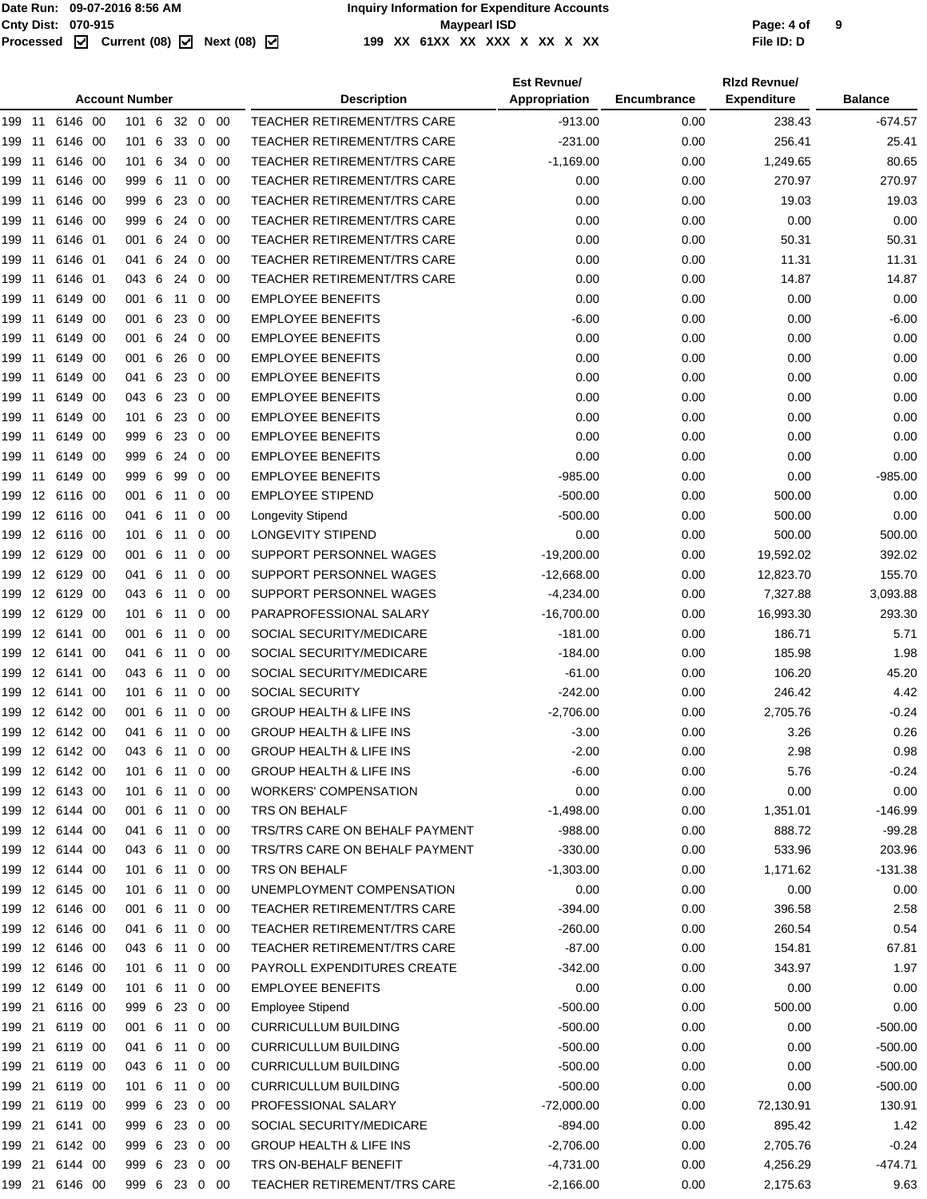**Date Run:** 09-07-2016 8:56 AM
**Cnty Dist:** 070-915
**Processed** ☑ **Current (08)** ☑ **Next (08)** ☑

**Inquiry Information for Expenditure Accounts**
**Maypearl ISD**
**199 XX 61XX XX XXX X XX X XX**

**File ID: D**

| Account Number | Description | Est Revnue/ Appropriation | Encumbrance | Rlzd Revnue/ Expenditure | Balance |
|---|---|---|---|---|---|
| 199 11 6146 00 101 6 32 0 00 | TEACHER RETIREMENT/TRS CARE | -913.00 | 0.00 | 238.43 | -674.57 |
| 199 11 6146 00 101 6 33 0 00 | TEACHER RETIREMENT/TRS CARE | -231.00 | 0.00 | 256.41 | 25.41 |
| 199 11 6146 00 101 6 34 0 00 | TEACHER RETIREMENT/TRS CARE | -1,169.00 | 0.00 | 1,249.65 | 80.65 |
| 199 11 6146 00 999 6 11 0 00 | TEACHER RETIREMENT/TRS CARE | 0.00 | 0.00 | 270.97 | 270.97 |
| 199 11 6146 00 999 6 23 0 00 | TEACHER RETIREMENT/TRS CARE | 0.00 | 0.00 | 19.03 | 19.03 |
| 199 11 6146 00 999 6 24 0 00 | TEACHER RETIREMENT/TRS CARE | 0.00 | 0.00 | 0.00 | 0.00 |
| 199 11 6146 01 001 6 24 0 00 | TEACHER RETIREMENT/TRS CARE | 0.00 | 0.00 | 50.31 | 50.31 |
| 199 11 6146 01 041 6 24 0 00 | TEACHER RETIREMENT/TRS CARE | 0.00 | 0.00 | 11.31 | 11.31 |
| 199 11 6146 01 043 6 24 0 00 | TEACHER RETIREMENT/TRS CARE | 0.00 | 0.00 | 14.87 | 14.87 |
| 199 11 6149 00 001 6 11 0 00 | EMPLOYEE BENEFITS | 0.00 | 0.00 | 0.00 | 0.00 |
| 199 11 6149 00 001 6 23 0 00 | EMPLOYEE BENEFITS | -6.00 | 0.00 | 0.00 | -6.00 |
| 199 11 6149 00 001 6 24 0 00 | EMPLOYEE BENEFITS | 0.00 | 0.00 | 0.00 | 0.00 |
| 199 11 6149 00 001 6 26 0 00 | EMPLOYEE BENEFITS | 0.00 | 0.00 | 0.00 | 0.00 |
| 199 11 6149 00 041 6 23 0 00 | EMPLOYEE BENEFITS | 0.00 | 0.00 | 0.00 | 0.00 |
| 199 11 6149 00 043 6 23 0 00 | EMPLOYEE BENEFITS | 0.00 | 0.00 | 0.00 | 0.00 |
| 199 11 6149 00 101 6 23 0 00 | EMPLOYEE BENEFITS | 0.00 | 0.00 | 0.00 | 0.00 |
| 199 11 6149 00 999 6 23 0 00 | EMPLOYEE BENEFITS | 0.00 | 0.00 | 0.00 | 0.00 |
| 199 11 6149 00 999 6 24 0 00 | EMPLOYEE BENEFITS | 0.00 | 0.00 | 0.00 | 0.00 |
| 199 11 6149 00 999 6 99 0 00 | EMPLOYEE BENEFITS | -985.00 | 0.00 | 0.00 | -985.00 |
| 199 12 6116 00 001 6 11 0 00 | EMPLOYEE STIPEND | -500.00 | 0.00 | 500.00 | 0.00 |
| 199 12 6116 00 041 6 11 0 00 | Longevity Stipend | -500.00 | 0.00 | 500.00 | 0.00 |
| 199 12 6116 00 101 6 11 0 00 | LONGEVITY STIPEND | 0.00 | 0.00 | 500.00 | 500.00 |
| 199 12 6129 00 001 6 11 0 00 | SUPPORT PERSONNEL WAGES | -19,200.00 | 0.00 | 19,592.02 | 392.02 |
| 199 12 6129 00 041 6 11 0 00 | SUPPORT PERSONNEL WAGES | -12,668.00 | 0.00 | 12,823.70 | 155.70 |
| 199 12 6129 00 043 6 11 0 00 | SUPPORT PERSONNEL WAGES | -4,234.00 | 0.00 | 7,327.88 | 3,093.88 |
| 199 12 6129 00 101 6 11 0 00 | PARAPROFESSIONAL SALARY | -16,700.00 | 0.00 | 16,993.30 | 293.30 |
| 199 12 6141 00 001 6 11 0 00 | SOCIAL SECURITY/MEDICARE | -181.00 | 0.00 | 186.71 | 5.71 |
| 199 12 6141 00 041 6 11 0 00 | SOCIAL SECURITY/MEDICARE | -184.00 | 0.00 | 185.98 | 1.98 |
| 199 12 6141 00 043 6 11 0 00 | SOCIAL SECURITY/MEDICARE | -61.00 | 0.00 | 106.20 | 45.20 |
| 199 12 6141 00 101 6 11 0 00 | SOCIAL SECURITY | -242.00 | 0.00 | 246.42 | 4.42 |
| 199 12 6142 00 001 6 11 0 00 | GROUP HEALTH & LIFE INS | -2,706.00 | 0.00 | 2,705.76 | -0.24 |
| 199 12 6142 00 041 6 11 0 00 | GROUP HEALTH & LIFE INS | -3.00 | 0.00 | 3.26 | 0.26 |
| 199 12 6142 00 043 6 11 0 00 | GROUP HEALTH & LIFE INS | -2.00 | 0.00 | 2.98 | 0.98 |
| 199 12 6142 00 101 6 11 0 00 | GROUP HEALTH & LIFE INS | -6.00 | 0.00 | 5.76 | -0.24 |
| 199 12 6143 00 101 6 11 0 00 | WORKERS' COMPENSATION | 0.00 | 0.00 | 0.00 | 0.00 |
| 199 12 6144 00 001 6 11 0 00 | TRS ON BEHALF | -1,498.00 | 0.00 | 1,351.01 | -146.99 |
| 199 12 6144 00 041 6 11 0 00 | TRS/TRS CARE ON BEHALF PAYMENT | -988.00 | 0.00 | 888.72 | -99.28 |
| 199 12 6144 00 043 6 11 0 00 | TRS/TRS CARE ON BEHALF PAYMENT | -330.00 | 0.00 | 533.96 | 203.96 |
| 199 12 6144 00 101 6 11 0 00 | TRS ON BEHALF | -1,303.00 | 0.00 | 1,171.62 | -131.38 |
| 199 12 6145 00 101 6 11 0 00 | UNEMPLOYMENT COMPENSATION | 0.00 | 0.00 | 0.00 | 0.00 |
| 199 12 6146 00 001 6 11 0 00 | TEACHER RETIREMENT/TRS CARE | -394.00 | 0.00 | 396.58 | 2.58 |
| 199 12 6146 00 041 6 11 0 00 | TEACHER RETIREMENT/TRS CARE | -260.00 | 0.00 | 260.54 | 0.54 |
| 199 12 6146 00 043 6 11 0 00 | TEACHER RETIREMENT/TRS CARE | -87.00 | 0.00 | 154.81 | 67.81 |
| 199 12 6146 00 101 6 11 0 00 | PAYROLL EXPENDITURES CREATE | -342.00 | 0.00 | 343.97 | 1.97 |
| 199 12 6149 00 101 6 11 0 00 | EMPLOYEE BENEFITS | 0.00 | 0.00 | 0.00 | 0.00 |
| 199 21 6116 00 999 6 23 0 00 | Employee Stipend | -500.00 | 0.00 | 500.00 | 0.00 |
| 199 21 6119 00 001 6 11 0 00 | CURRICULLUM BUILDING | -500.00 | 0.00 | 0.00 | -500.00 |
| 199 21 6119 00 041 6 11 0 00 | CURRICULLUM BUILDING | -500.00 | 0.00 | 0.00 | -500.00 |
| 199 21 6119 00 043 6 11 0 00 | CURRICULLUM BUILDING | -500.00 | 0.00 | 0.00 | -500.00 |
| 199 21 6119 00 101 6 11 0 00 | CURRICULLUM BUILDING | -500.00 | 0.00 | 0.00 | -500.00 |
| 199 21 6119 00 999 6 23 0 00 | PROFESSIONAL SALARY | -72,000.00 | 0.00 | 72,130.91 | 130.91 |
| 199 21 6141 00 999 6 23 0 00 | SOCIAL SECURITY/MEDICARE | -894.00 | 0.00 | 895.42 | 1.42 |
| 199 21 6142 00 999 6 23 0 00 | GROUP HEALTH & LIFE INS | -2,706.00 | 0.00 | 2,705.76 | -0.24 |
| 199 21 6144 00 999 6 23 0 00 | TRS ON-BEHALF BENEFIT | -4,731.00 | 0.00 | 4,256.29 | -474.71 |
| 199 21 6146 00 999 6 23 0 00 | TEACHER RETIREMENT/TRS CARE | -2,166.00 | 0.00 | 2,175.63 | 9.63 |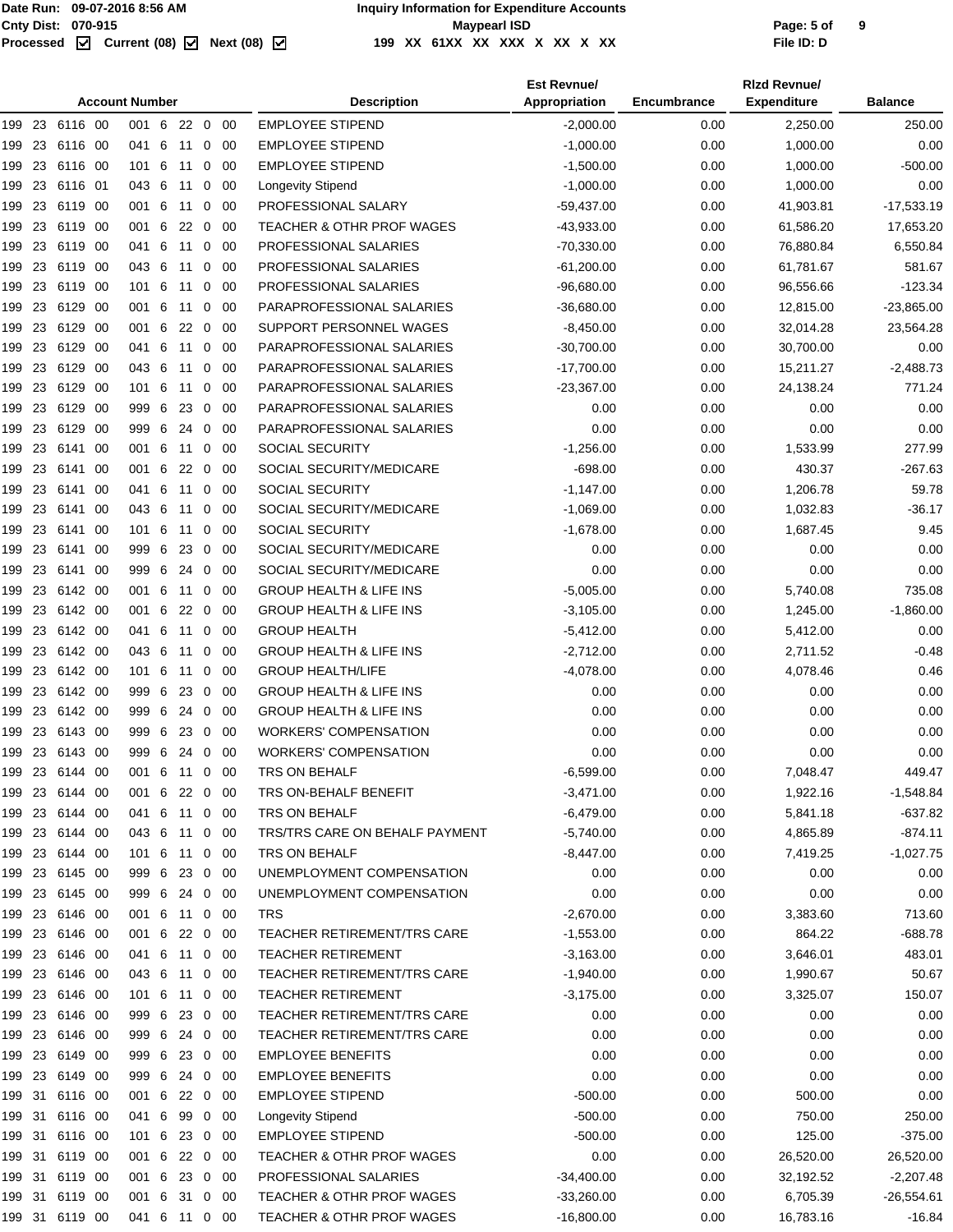Date Run: 09-07-2016 8:56 AM
Cnty Dist: 070-915
Processed ☑ Current (08) ☑ Next (08) ☑

# Inquiry Information for Expenditure Accounts

Maypearl ISD

199 XX 61XX XX XXX X XX X XX

File ID: D

| Account Number | Description | Est Revnue/ Appropriation | Encumbrance | Rlzd Revnue/ Expenditure | Balance |
|---|---|---|---|---|---|
| 199 23 6116 00 001 6 22 0 00 | EMPLOYEE STIPEND | -2,000.00 | 0.00 | 2,250.00 | 250.00 |
| 199 23 6116 00 041 6 11 0 00 | EMPLOYEE STIPEND | -1,000.00 | 0.00 | 1,000.00 | 0.00 |
| 199 23 6116 00 101 6 11 0 00 | EMPLOYEE STIPEND | -1,500.00 | 0.00 | 1,000.00 | -500.00 |
| 199 23 6116 01 043 6 11 0 00 | Longevity Stipend | -1,000.00 | 0.00 | 1,000.00 | 0.00 |
| 199 23 6119 00 001 6 11 0 00 | PROFESSIONAL SALARY | -59,437.00 | 0.00 | 41,903.81 | -17,533.19 |
| 199 23 6119 00 001 6 22 0 00 | TEACHER & OTHR PROF WAGES | -43,933.00 | 0.00 | 61,586.20 | 17,653.20 |
| 199 23 6119 00 041 6 11 0 00 | PROFESSIONAL SALARIES | -70,330.00 | 0.00 | 76,880.84 | 6,550.84 |
| 199 23 6119 00 043 6 11 0 00 | PROFESSIONAL SALARIES | -61,200.00 | 0.00 | 61,781.67 | 581.67 |
| 199 23 6119 00 101 6 11 0 00 | PROFESSIONAL SALARIES | -96,680.00 | 0.00 | 96,556.66 | -123.34 |
| 199 23 6129 00 001 6 11 0 00 | PARAPROFESSIONAL SALARIES | -36,680.00 | 0.00 | 12,815.00 | -23,865.00 |
| 199 23 6129 00 001 6 22 0 00 | SUPPORT PERSONNEL WAGES | -8,450.00 | 0.00 | 32,014.28 | 23,564.28 |
| 199 23 6129 00 041 6 11 0 00 | PARAPROFESSIONAL SALARIES | -30,700.00 | 0.00 | 30,700.00 | 0.00 |
| 199 23 6129 00 043 6 11 0 00 | PARAPROFESSIONAL SALARIES | -17,700.00 | 0.00 | 15,211.27 | -2,488.73 |
| 199 23 6129 00 101 6 11 0 00 | PARAPROFESSIONAL SALARIES | -23,367.00 | 0.00 | 24,138.24 | 771.24 |
| 199 23 6129 00 999 6 23 0 00 | PARAPROFESSIONAL SALARIES | 0.00 | 0.00 | 0.00 | 0.00 |
| 199 23 6129 00 999 6 24 0 00 | PARAPROFESSIONAL SALARIES | 0.00 | 0.00 | 0.00 | 0.00 |
| 199 23 6141 00 001 6 11 0 00 | SOCIAL SECURITY | -1,256.00 | 0.00 | 1,533.99 | 277.99 |
| 199 23 6141 00 001 6 22 0 00 | SOCIAL SECURITY/MEDICARE | -698.00 | 0.00 | 430.37 | -267.63 |
| 199 23 6141 00 041 6 11 0 00 | SOCIAL SECURITY | -1,147.00 | 0.00 | 1,206.78 | 59.78 |
| 199 23 6141 00 043 6 11 0 00 | SOCIAL SECURITY/MEDICARE | -1,069.00 | 0.00 | 1,032.83 | -36.17 |
| 199 23 6141 00 101 6 11 0 00 | SOCIAL SECURITY | -1,678.00 | 0.00 | 1,687.45 | 9.45 |
| 199 23 6141 00 999 6 23 0 00 | SOCIAL SECURITY/MEDICARE | 0.00 | 0.00 | 0.00 | 0.00 |
| 199 23 6141 00 999 6 24 0 00 | SOCIAL SECURITY/MEDICARE | 0.00 | 0.00 | 0.00 | 0.00 |
| 199 23 6142 00 001 6 11 0 00 | GROUP HEALTH & LIFE INS | -5,005.00 | 0.00 | 5,740.08 | 735.08 |
| 199 23 6142 00 001 6 22 0 00 | GROUP HEALTH & LIFE INS | -3,105.00 | 0.00 | 1,245.00 | -1,860.00 |
| 199 23 6142 00 041 6 11 0 00 | GROUP HEALTH | -5,412.00 | 0.00 | 5,412.00 | 0.00 |
| 199 23 6142 00 043 6 11 0 00 | GROUP HEALTH & LIFE INS | -2,712.00 | 0.00 | 2,711.52 | -0.48 |
| 199 23 6142 00 101 6 11 0 00 | GROUP HEALTH/LIFE | -4,078.00 | 0.00 | 4,078.46 | 0.46 |
| 199 23 6142 00 999 6 23 0 00 | GROUP HEALTH & LIFE INS | 0.00 | 0.00 | 0.00 | 0.00 |
| 199 23 6142 00 999 6 24 0 00 | GROUP HEALTH & LIFE INS | 0.00 | 0.00 | 0.00 | 0.00 |
| 199 23 6143 00 999 6 23 0 00 | WORKERS' COMPENSATION | 0.00 | 0.00 | 0.00 | 0.00 |
| 199 23 6143 00 999 6 24 0 00 | WORKERS' COMPENSATION | 0.00 | 0.00 | 0.00 | 0.00 |
| 199 23 6144 00 001 6 11 0 00 | TRS ON BEHALF | -6,599.00 | 0.00 | 7,048.47 | 449.47 |
| 199 23 6144 00 001 6 22 0 00 | TRS ON-BEHALF BENEFIT | -3,471.00 | 0.00 | 1,922.16 | -1,548.84 |
| 199 23 6144 00 041 6 11 0 00 | TRS ON BEHALF | -6,479.00 | 0.00 | 5,841.18 | -637.82 |
| 199 23 6144 00 043 6 11 0 00 | TRS/TRS CARE ON BEHALF PAYMENT | -5,740.00 | 0.00 | 4,865.89 | -874.11 |
| 199 23 6144 00 101 6 11 0 00 | TRS ON BEHALF | -8,447.00 | 0.00 | 7,419.25 | -1,027.75 |
| 199 23 6145 00 999 6 23 0 00 | UNEMPLOYMENT COMPENSATION | 0.00 | 0.00 | 0.00 | 0.00 |
| 199 23 6145 00 999 6 24 0 00 | UNEMPLOYMENT COMPENSATION | 0.00 | 0.00 | 0.00 | 0.00 |
| 199 23 6146 00 001 6 11 0 00 | TRS | -2,670.00 | 0.00 | 3,383.60 | 713.60 |
| 199 23 6146 00 001 6 22 0 00 | TEACHER RETIREMENT/TRS CARE | -1,553.00 | 0.00 | 864.22 | -688.78 |
| 199 23 6146 00 041 6 11 0 00 | TEACHER RETIREMENT | -3,163.00 | 0.00 | 3,646.01 | 483.01 |
| 199 23 6146 00 043 6 11 0 00 | TEACHER RETIREMENT/TRS CARE | -1,940.00 | 0.00 | 1,990.67 | 50.67 |
| 199 23 6146 00 101 6 11 0 00 | TEACHER RETIREMENT | -3,175.00 | 0.00 | 3,325.07 | 150.07 |
| 199 23 6146 00 999 6 23 0 00 | TEACHER RETIREMENT/TRS CARE | 0.00 | 0.00 | 0.00 | 0.00 |
| 199 23 6146 00 999 6 24 0 00 | TEACHER RETIREMENT/TRS CARE | 0.00 | 0.00 | 0.00 | 0.00 |
| 199 23 6149 00 999 6 23 0 00 | EMPLOYEE BENEFITS | 0.00 | 0.00 | 0.00 | 0.00 |
| 199 23 6149 00 999 6 24 0 00 | EMPLOYEE BENEFITS | 0.00 | 0.00 | 0.00 | 0.00 |
| 199 31 6116 00 001 6 22 0 00 | EMPLOYEE STIPEND | -500.00 | 0.00 | 500.00 | 0.00 |
| 199 31 6116 00 041 6 99 0 00 | Longevity Stipend | -500.00 | 0.00 | 750.00 | 250.00 |
| 199 31 6116 00 101 6 23 0 00 | EMPLOYEE STIPEND | -500.00 | 0.00 | 125.00 | -375.00 |
| 199 31 6119 00 001 6 22 0 00 | TEACHER & OTHR PROF WAGES | 0.00 | 0.00 | 26,520.00 | 26,520.00 |
| 199 31 6119 00 001 6 23 0 00 | PROFESSIONAL SALARIES | -34,400.00 | 0.00 | 32,192.52 | -2,207.48 |
| 199 31 6119 00 001 6 31 0 00 | TEACHER & OTHR PROF WAGES | -33,260.00 | 0.00 | 6,705.39 | -26,554.61 |
| 199 31 6119 00 041 6 11 0 00 | TEACHER & OTHR PROF WAGES | -16,800.00 | 0.00 | 16,783.16 | -16.84 |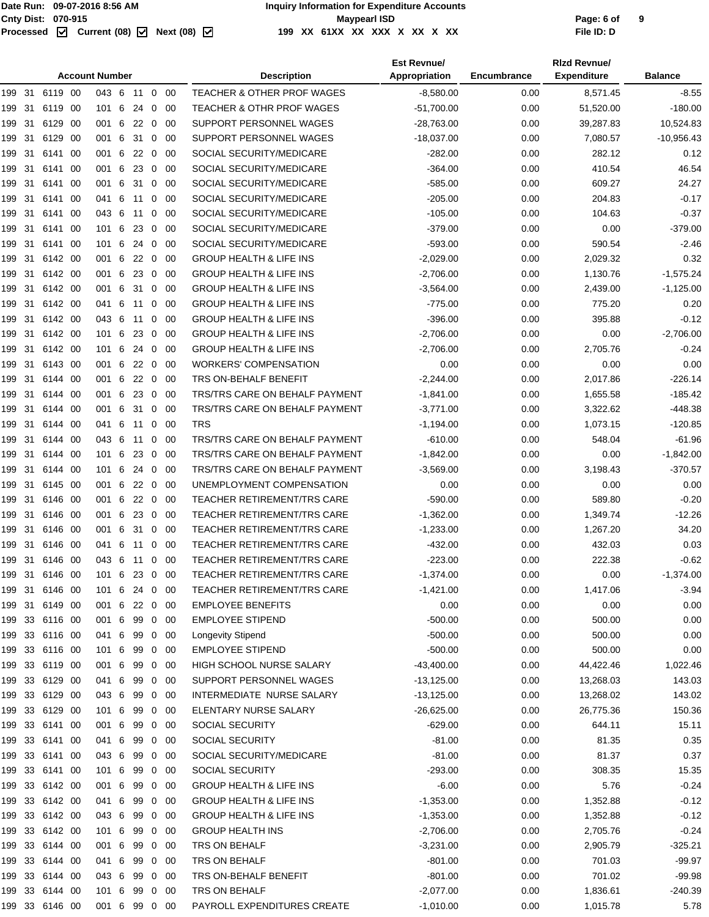**Date Run:** 09-07-2016 8:56 AM
**Cnty Dist:** 070-915
**Processed** ☑ **Current (08)** ☑ **Next (08)** ☑

**Inquiry Information for Expenditure Accounts**
**Maypearl ISD**
**199 XX 61XX XX XXX X XX X XX**

**File ID: D**

| Account Number | Description | Est Revnue/ Appropriation | Encumbrance | Rlzd Revnue/ Expenditure | Balance |
|---|---|---|---|---|---|
| 199 31 6119 00 043 6 11 0 00 | TEACHER & OTHER PROF WAGES | -8,580.00 | 0.00 | 8,571.45 | -8.55 |
| 199 31 6119 00 101 6 24 0 00 | TEACHER & OTHR PROF WAGES | -51,700.00 | 0.00 | 51,520.00 | -180.00 |
| 199 31 6129 00 001 6 22 0 00 | SUPPORT PERSONNEL WAGES | -28,763.00 | 0.00 | 39,287.83 | 10,524.83 |
| 199 31 6129 00 001 6 31 0 00 | SUPPORT PERSONNEL WAGES | -18,037.00 | 0.00 | 7,080.57 | -10,956.43 |
| 199 31 6141 00 001 6 22 0 00 | SOCIAL SECURITY/MEDICARE | -282.00 | 0.00 | 282.12 | 0.12 |
| 199 31 6141 00 001 6 23 0 00 | SOCIAL SECURITY/MEDICARE | -364.00 | 0.00 | 410.54 | 46.54 |
| 199 31 6141 00 001 6 31 0 00 | SOCIAL SECURITY/MEDICARE | -585.00 | 0.00 | 609.27 | 24.27 |
| 199 31 6141 00 041 6 11 0 00 | SOCIAL SECURITY/MEDICARE | -205.00 | 0.00 | 204.83 | -0.17 |
| 199 31 6141 00 043 6 11 0 00 | SOCIAL SECURITY/MEDICARE | -105.00 | 0.00 | 104.63 | -0.37 |
| 199 31 6141 00 101 6 23 0 00 | SOCIAL SECURITY/MEDICARE | -379.00 | 0.00 | 0.00 | -379.00 |
| 199 31 6141 00 101 6 24 0 00 | SOCIAL SECURITY/MEDICARE | -593.00 | 0.00 | 590.54 | -2.46 |
| 199 31 6142 00 001 6 22 0 00 | GROUP HEALTH & LIFE INS | -2,029.00 | 0.00 | 2,029.32 | 0.32 |
| 199 31 6142 00 001 6 23 0 00 | GROUP HEALTH & LIFE INS | -2,706.00 | 0.00 | 1,130.76 | -1,575.24 |
| 199 31 6142 00 001 6 31 0 00 | GROUP HEALTH & LIFE INS | -3,564.00 | 0.00 | 2,439.00 | -1,125.00 |
| 199 31 6142 00 041 6 11 0 00 | GROUP HEALTH & LIFE INS | -775.00 | 0.00 | 775.20 | 0.20 |
| 199 31 6142 00 043 6 11 0 00 | GROUP HEALTH & LIFE INS | -396.00 | 0.00 | 395.88 | -0.12 |
| 199 31 6142 00 101 6 23 0 00 | GROUP HEALTH & LIFE INS | -2,706.00 | 0.00 | 0.00 | -2,706.00 |
| 199 31 6142 00 101 6 24 0 00 | GROUP HEALTH & LIFE INS | -2,706.00 | 0.00 | 2,705.76 | -0.24 |
| 199 31 6143 00 001 6 22 0 00 | WORKERS' COMPENSATION | 0.00 | 0.00 | 0.00 | 0.00 |
| 199 31 6144 00 001 6 22 0 00 | TRS ON-BEHALF BENEFIT | -2,244.00 | 0.00 | 2,017.86 | -226.14 |
| 199 31 6144 00 001 6 23 0 00 | TRS/TRS CARE ON BEHALF PAYMENT | -1,841.00 | 0.00 | 1,655.58 | -185.42 |
| 199 31 6144 00 001 6 31 0 00 | TRS/TRS CARE ON BEHALF PAYMENT | -3,771.00 | 0.00 | 3,322.62 | -448.38 |
| 199 31 6144 00 041 6 11 0 00 | TRS | -1,194.00 | 0.00 | 1,073.15 | -120.85 |
| 199 31 6144 00 043 6 11 0 00 | TRS/TRS CARE ON BEHALF PAYMENT | -610.00 | 0.00 | 548.04 | -61.96 |
| 199 31 6144 00 101 6 23 0 00 | TRS/TRS CARE ON BEHALF PAYMENT | -1,842.00 | 0.00 | 0.00 | -1,842.00 |
| 199 31 6144 00 101 6 24 0 00 | TRS/TRS CARE ON BEHALF PAYMENT | -3,569.00 | 0.00 | 3,198.43 | -370.57 |
| 199 31 6145 00 001 6 22 0 00 | UNEMPLOYMENT COMPENSATION | 0.00 | 0.00 | 0.00 | 0.00 |
| 199 31 6146 00 001 6 22 0 00 | TEACHER RETIREMENT/TRS CARE | -590.00 | 0.00 | 589.80 | -0.20 |
| 199 31 6146 00 001 6 23 0 00 | TEACHER RETIREMENT/TRS CARE | -1,362.00 | 0.00 | 1,349.74 | -12.26 |
| 199 31 6146 00 001 6 31 0 00 | TEACHER RETIREMENT/TRS CARE | -1,233.00 | 0.00 | 1,267.20 | 34.20 |
| 199 31 6146 00 041 6 11 0 00 | TEACHER RETIREMENT/TRS CARE | -432.00 | 0.00 | 432.03 | 0.03 |
| 199 31 6146 00 043 6 11 0 00 | TEACHER RETIREMENT/TRS CARE | -223.00 | 0.00 | 222.38 | -0.62 |
| 199 31 6146 00 101 6 23 0 00 | TEACHER RETIREMENT/TRS CARE | -1,374.00 | 0.00 | 0.00 | -1,374.00 |
| 199 31 6146 00 101 6 24 0 00 | TEACHER RETIREMENT/TRS CARE | -1,421.00 | 0.00 | 1,417.06 | -3.94 |
| 199 31 6149 00 001 6 22 0 00 | EMPLOYEE BENEFITS | 0.00 | 0.00 | 0.00 | 0.00 |
| 199 33 6116 00 001 6 99 0 00 | EMPLOYEE STIPEND | -500.00 | 0.00 | 500.00 | 0.00 |
| 199 33 6116 00 041 6 99 0 00 | Longevity Stipend | -500.00 | 0.00 | 500.00 | 0.00 |
| 199 33 6116 00 101 6 99 0 00 | EMPLOYEE STIPEND | -500.00 | 0.00 | 500.00 | 0.00 |
| 199 33 6119 00 001 6 99 0 00 | HIGH SCHOOL NURSE SALARY | -43,400.00 | 0.00 | 44,422.46 | 1,022.46 |
| 199 33 6129 00 041 6 99 0 00 | SUPPORT PERSONNEL WAGES | -13,125.00 | 0.00 | 13,268.03 | 143.03 |
| 199 33 6129 00 043 6 99 0 00 | INTERMEDIATE NURSE SALARY | -13,125.00 | 0.00 | 13,268.02 | 143.02 |
| 199 33 6129 00 101 6 99 0 00 | ELENTARY NURSE SALARY | -26,625.00 | 0.00 | 26,775.36 | 150.36 |
| 199 33 6141 00 001 6 99 0 00 | SOCIAL SECURITY | -629.00 | 0.00 | 644.11 | 15.11 |
| 199 33 6141 00 041 6 99 0 00 | SOCIAL SECURITY | -81.00 | 0.00 | 81.35 | 0.35 |
| 199 33 6141 00 043 6 99 0 00 | SOCIAL SECURITY/MEDICARE | -81.00 | 0.00 | 81.37 | 0.37 |
| 199 33 6141 00 101 6 99 0 00 | SOCIAL SECURITY | -293.00 | 0.00 | 308.35 | 15.35 |
| 199 33 6142 00 001 6 99 0 00 | GROUP HEALTH & LIFE INS | -6.00 | 0.00 | 5.76 | -0.24 |
| 199 33 6142 00 041 6 99 0 00 | GROUP HEALTH & LIFE INS | -1,353.00 | 0.00 | 1,352.88 | -0.12 |
| 199 33 6142 00 043 6 99 0 00 | GROUP HEALTH & LIFE INS | -1,353.00 | 0.00 | 1,352.88 | -0.12 |
| 199 33 6142 00 101 6 99 0 00 | GROUP HEALTH INS | -2,706.00 | 0.00 | 2,705.76 | -0.24 |
| 199 33 6144 00 001 6 99 0 00 | TRS ON BEHALF | -3,231.00 | 0.00 | 2,905.79 | -325.21 |
| 199 33 6144 00 041 6 99 0 00 | TRS ON BEHALF | -801.00 | 0.00 | 701.03 | -99.97 |
| 199 33 6144 00 043 6 99 0 00 | TRS ON-BEHALF BENEFIT | -801.00 | 0.00 | 701.02 | -99.98 |
| 199 33 6144 00 101 6 99 0 00 | TRS ON BEHALF | -2,077.00 | 0.00 | 1,836.61 | -240.39 |
| 199 33 6146 00 001 6 99 0 00 | PAYROLL EXPENDITURES CREATE | -1,010.00 | 0.00 | 1,015.78 | 5.78 |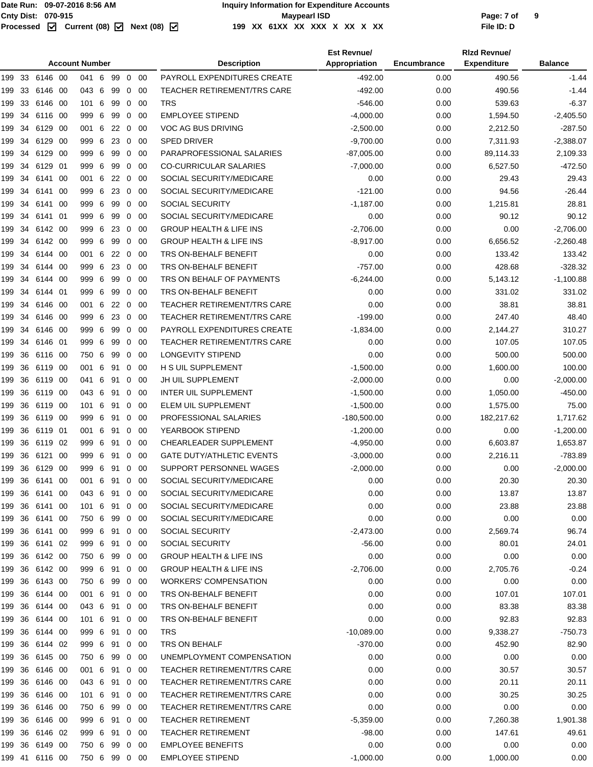| Account Number | Description | Est Revnue/ Appropriation | Encumbrance | Rlzd Revnue/ Expenditure | Balance |
|---|---|---|---|---|---|
| 199 33 6146 00 041 6 99 0 00 | PAYROLL EXPENDITURES CREATE | -492.00 | 0.00 | 490.56 | -1.44 |
| 199 33 6146 00 043 6 99 0 00 | TEACHER RETIREMENT/TRS CARE | -492.00 | 0.00 | 490.56 | -1.44 |
| 199 33 6146 00 101 6 99 0 00 | TRS | -546.00 | 0.00 | 539.63 | -6.37 |
| 199 34 6116 00 999 6 99 0 00 | EMPLOYEE STIPEND | -4,000.00 | 0.00 | 1,594.50 | -2,405.50 |
| 199 34 6129 00 001 6 22 0 00 | VOC AG BUS DRIVING | -2,500.00 | 0.00 | 2,212.50 | -287.50 |
| 199 34 6129 00 999 6 23 0 00 | SPED DRIVER | -9,700.00 | 0.00 | 7,311.93 | -2,388.07 |
| 199 34 6129 00 999 6 99 0 00 | PARAPROFESSIONAL SALARIES | -87,005.00 | 0.00 | 89,114.33 | 2,109.33 |
| 199 34 6129 01 999 6 99 0 00 | CO-CURRICULAR SALARIES | -7,000.00 | 0.00 | 6,527.50 | -472.50 |
| 199 34 6141 00 001 6 22 0 00 | SOCIAL SECURITY/MEDICARE | 0.00 | 0.00 | 29.43 | 29.43 |
| 199 34 6141 00 999 6 23 0 00 | SOCIAL SECURITY/MEDICARE | -121.00 | 0.00 | 94.56 | -26.44 |
| 199 34 6141 00 999 6 99 0 00 | SOCIAL SECURITY | -1,187.00 | 0.00 | 1,215.81 | 28.81 |
| 199 34 6141 01 999 6 99 0 00 | SOCIAL SECURITY/MEDICARE | 0.00 | 0.00 | 90.12 | 90.12 |
| 199 34 6142 00 999 6 23 0 00 | GROUP HEALTH & LIFE INS | -2,706.00 | 0.00 | 0.00 | -2,706.00 |
| 199 34 6142 00 999 6 99 0 00 | GROUP HEALTH & LIFE INS | -8,917.00 | 0.00 | 6,656.52 | -2,260.48 |
| 199 34 6144 00 001 6 22 0 00 | TRS ON-BEHALF BENEFIT | 0.00 | 0.00 | 133.42 | 133.42 |
| 199 34 6144 00 999 6 23 0 00 | TRS ON-BEHALF BENEFIT | -757.00 | 0.00 | 428.68 | -328.32 |
| 199 34 6144 00 999 6 99 0 00 | TRS ON BEHALF OF PAYMENTS | -6,244.00 | 0.00 | 5,143.12 | -1,100.88 |
| 199 34 6144 01 999 6 99 0 00 | TRS ON-BEHALF BENEFIT | 0.00 | 0.00 | 331.02 | 331.02 |
| 199 34 6146 00 001 6 22 0 00 | TEACHER RETIREMENT/TRS CARE | 0.00 | 0.00 | 38.81 | 38.81 |
| 199 34 6146 00 999 6 23 0 00 | TEACHER RETIREMENT/TRS CARE | -199.00 | 0.00 | 247.40 | 48.40 |
| 199 34 6146 00 999 6 99 0 00 | PAYROLL EXPENDITURES CREATE | -1,834.00 | 0.00 | 2,144.27 | 310.27 |
| 199 34 6146 01 999 6 99 0 00 | TEACHER RETIREMENT/TRS CARE | 0.00 | 0.00 | 107.05 | 107.05 |
| 199 36 6116 00 750 6 99 0 00 | LONGEVITY STIPEND | 0.00 | 0.00 | 500.00 | 500.00 |
| 199 36 6119 00 001 6 91 0 00 | H S UIL SUPPLEMENT | -1,500.00 | 0.00 | 1,600.00 | 100.00 |
| 199 36 6119 00 041 6 91 0 00 | JH UIL SUPPLEMENT | -2,000.00 | 0.00 | 0.00 | -2,000.00 |
| 199 36 6119 00 043 6 91 0 00 | INTER UIL SUPPLEMENT | -1,500.00 | 0.00 | 1,050.00 | -450.00 |
| 199 36 6119 00 101 6 91 0 00 | ELEM UIL SUPPLEMENT | -1,500.00 | 0.00 | 1,575.00 | 75.00 |
| 199 36 6119 00 999 6 91 0 00 | PROFESSIONAL SALARIES | -180,500.00 | 0.00 | 182,217.62 | 1,717.62 |
| 199 36 6119 01 001 6 91 0 00 | YEARBOOK STIPEND | -1,200.00 | 0.00 | 0.00 | -1,200.00 |
| 199 36 6119 02 999 6 91 0 00 | CHEARLEADER SUPPLEMENT | -4,950.00 | 0.00 | 6,603.87 | 1,653.87 |
| 199 36 6121 00 999 6 91 0 00 | GATE DUTY/ATHLETIC EVENTS | -3,000.00 | 0.00 | 2,216.11 | -783.89 |
| 199 36 6129 00 999 6 91 0 00 | SUPPORT PERSONNEL WAGES | -2,000.00 | 0.00 | 0.00 | -2,000.00 |
| 199 36 6141 00 001 6 91 0 00 | SOCIAL SECURITY/MEDICARE | 0.00 | 0.00 | 20.30 | 20.30 |
| 199 36 6141 00 043 6 91 0 00 | SOCIAL SECURITY/MEDICARE | 0.00 | 0.00 | 13.87 | 13.87 |
| 199 36 6141 00 101 6 91 0 00 | SOCIAL SECURITY/MEDICARE | 0.00 | 0.00 | 23.88 | 23.88 |
| 199 36 6141 00 750 6 99 0 00 | SOCIAL SECURITY/MEDICARE | 0.00 | 0.00 | 0.00 | 0.00 |
| 199 36 6141 00 999 6 91 0 00 | SOCIAL SECURITY | -2,473.00 | 0.00 | 2,569.74 | 96.74 |
| 199 36 6141 02 999 6 91 0 00 | SOCIAL SECURITY | -56.00 | 0.00 | 80.01 | 24.01 |
| 199 36 6142 00 750 6 99 0 00 | GROUP HEALTH & LIFE INS | 0.00 | 0.00 | 0.00 | 0.00 |
| 199 36 6142 00 999 6 91 0 00 | GROUP HEALTH & LIFE INS | -2,706.00 | 0.00 | 2,705.76 | -0.24 |
| 199 36 6143 00 750 6 99 0 00 | WORKERS' COMPENSATION | 0.00 | 0.00 | 0.00 | 0.00 |
| 199 36 6144 00 001 6 91 0 00 | TRS ON-BEHALF BENEFIT | 0.00 | 0.00 | 107.01 | 107.01 |
| 199 36 6144 00 043 6 91 0 00 | TRS ON-BEHALF BENEFIT | 0.00 | 0.00 | 83.38 | 83.38 |
| 199 36 6144 00 101 6 91 0 00 | TRS ON-BEHALF BENEFIT | 0.00 | 0.00 | 92.83 | 92.83 |
| 199 36 6144 00 999 6 91 0 00 | TRS | -10,089.00 | 0.00 | 9,338.27 | -750.73 |
| 199 36 6144 02 999 6 91 0 00 | TRS ON BEHALF | -370.00 | 0.00 | 452.90 | 82.90 |
| 199 36 6145 00 750 6 99 0 00 | UNEMPLOYMENT COMPENSATION | 0.00 | 0.00 | 0.00 | 0.00 |
| 199 36 6146 00 001 6 91 0 00 | TEACHER RETIREMENT/TRS CARE | 0.00 | 0.00 | 30.57 | 30.57 |
| 199 36 6146 00 043 6 91 0 00 | TEACHER RETIREMENT/TRS CARE | 0.00 | 0.00 | 20.11 | 20.11 |
| 199 36 6146 00 101 6 91 0 00 | TEACHER RETIREMENT/TRS CARE | 0.00 | 0.00 | 30.25 | 30.25 |
| 199 36 6146 00 750 6 99 0 00 | TEACHER RETIREMENT/TRS CARE | 0.00 | 0.00 | 0.00 | 0.00 |
| 199 36 6146 00 999 6 91 0 00 | TEACHER RETIREMENT | -5,359.00 | 0.00 | 7,260.38 | 1,901.38 |
| 199 36 6146 02 999 6 91 0 00 | TEACHER RETIREMENT | -98.00 | 0.00 | 147.61 | 49.61 |
| 199 36 6149 00 750 6 99 0 00 | EMPLOYEE BENEFITS | 0.00 | 0.00 | 0.00 | 0.00 |
| 199 41 6116 00 750 6 99 0 00 | EMPLOYEE STIPEND | -1,000.00 | 0.00 | 1,000.00 | 0.00 |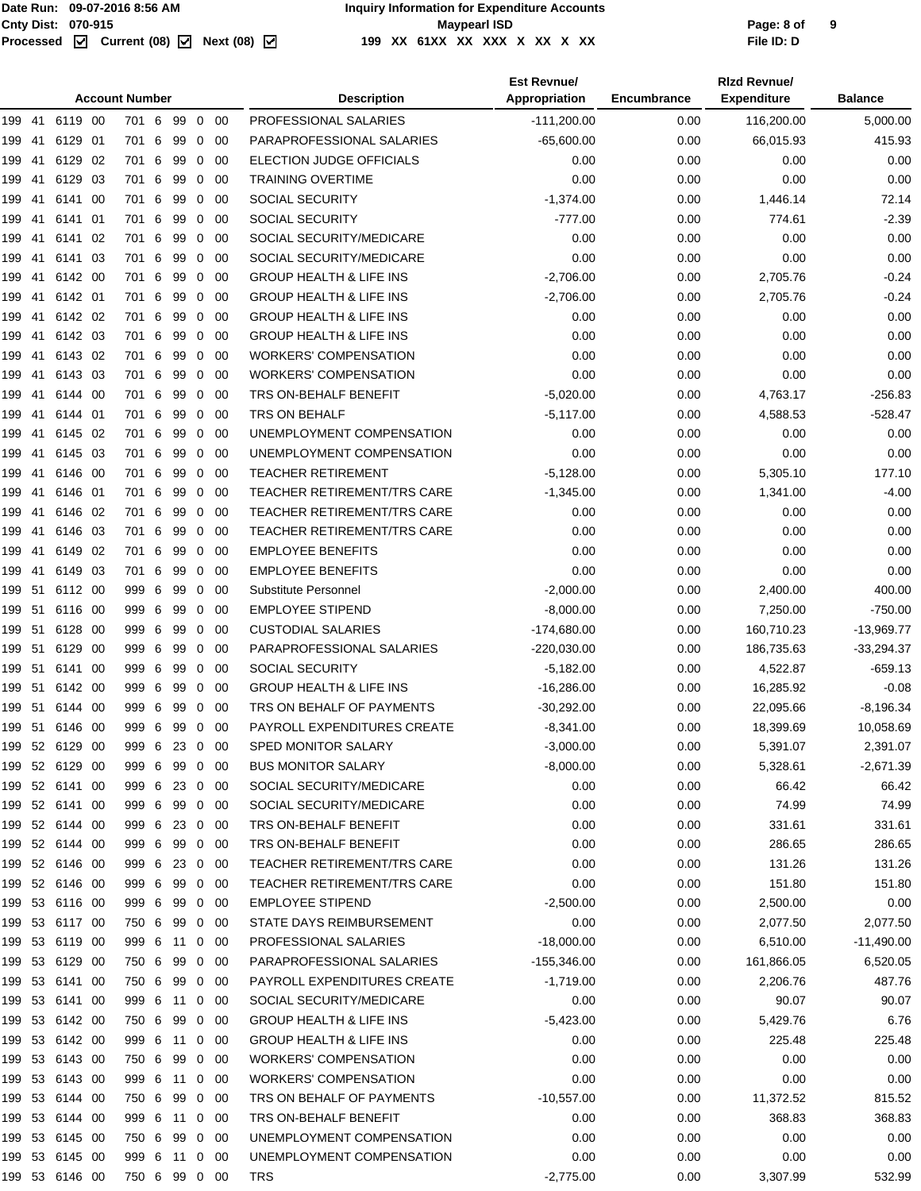Date Run: 09-07-2016 8:56 AM
Cnty Dist: 070-915
Processed ☑ Current (08) ☑ Next (08) ☑

**Inquiry Information for Expenditure Accounts**
**Maypearl ISD**
199 XX 61XX XX XXX X XX X XX

File ID: D

| Account Number | Description | Est Revnue/ Appropriation | Encumbrance | Rlzd Revnue/ Expenditure | Balance |
|---|---|---|---|---|---|
| 199 41 6119 00 701 6 99 0 00 | PROFESSIONAL SALARIES | -111,200.00 | 0.00 | 116,200.00 | 5,000.00 |
| 199 41 6129 01 701 6 99 0 00 | PARAPROFESSIONAL SALARIES | -65,600.00 | 0.00 | 66,015.93 | 415.93 |
| 199 41 6129 02 701 6 99 0 00 | ELECTION JUDGE OFFICIALS | 0.00 | 0.00 | 0.00 | 0.00 |
| 199 41 6129 03 701 6 99 0 00 | TRAINING OVERTIME | 0.00 | 0.00 | 0.00 | 0.00 |
| 199 41 6141 00 701 6 99 0 00 | SOCIAL SECURITY | -1,374.00 | 0.00 | 1,446.14 | 72.14 |
| 199 41 6141 01 701 6 99 0 00 | SOCIAL SECURITY | -777.00 | 0.00 | 774.61 | -2.39 |
| 199 41 6141 02 701 6 99 0 00 | SOCIAL SECURITY/MEDICARE | 0.00 | 0.00 | 0.00 | 0.00 |
| 199 41 6141 03 701 6 99 0 00 | SOCIAL SECURITY/MEDICARE | 0.00 | 0.00 | 0.00 | 0.00 |
| 199 41 6142 00 701 6 99 0 00 | GROUP HEALTH & LIFE INS | -2,706.00 | 0.00 | 2,705.76 | -0.24 |
| 199 41 6142 01 701 6 99 0 00 | GROUP HEALTH & LIFE INS | -2,706.00 | 0.00 | 2,705.76 | -0.24 |
| 199 41 6142 02 701 6 99 0 00 | GROUP HEALTH & LIFE INS | 0.00 | 0.00 | 0.00 | 0.00 |
| 199 41 6142 03 701 6 99 0 00 | GROUP HEALTH & LIFE INS | 0.00 | 0.00 | 0.00 | 0.00 |
| 199 41 6143 02 701 6 99 0 00 | WORKERS' COMPENSATION | 0.00 | 0.00 | 0.00 | 0.00 |
| 199 41 6143 03 701 6 99 0 00 | WORKERS' COMPENSATION | 0.00 | 0.00 | 0.00 | 0.00 |
| 199 41 6144 00 701 6 99 0 00 | TRS ON-BEHALF BENEFIT | -5,020.00 | 0.00 | 4,763.17 | -256.83 |
| 199 41 6144 01 701 6 99 0 00 | TRS ON BEHALF | -5,117.00 | 0.00 | 4,588.53 | -528.47 |
| 199 41 6145 02 701 6 99 0 00 | UNEMPLOYMENT COMPENSATION | 0.00 | 0.00 | 0.00 | 0.00 |
| 199 41 6145 03 701 6 99 0 00 | UNEMPLOYMENT COMPENSATION | 0.00 | 0.00 | 0.00 | 0.00 |
| 199 41 6146 00 701 6 99 0 00 | TEACHER RETIREMENT | -5,128.00 | 0.00 | 5,305.10 | 177.10 |
| 199 41 6146 01 701 6 99 0 00 | TEACHER RETIREMENT/TRS CARE | -1,345.00 | 0.00 | 1,341.00 | -4.00 |
| 199 41 6146 02 701 6 99 0 00 | TEACHER RETIREMENT/TRS CARE | 0.00 | 0.00 | 0.00 | 0.00 |
| 199 41 6146 03 701 6 99 0 00 | TEACHER RETIREMENT/TRS CARE | 0.00 | 0.00 | 0.00 | 0.00 |
| 199 41 6149 02 701 6 99 0 00 | EMPLOYEE BENEFITS | 0.00 | 0.00 | 0.00 | 0.00 |
| 199 41 6149 03 701 6 99 0 00 | EMPLOYEE BENEFITS | 0.00 | 0.00 | 0.00 | 0.00 |
| 199 51 6112 00 999 6 99 0 00 | Substitute Personnel | -2,000.00 | 0.00 | 2,400.00 | 400.00 |
| 199 51 6116 00 999 6 99 0 00 | EMPLOYEE STIPEND | -8,000.00 | 0.00 | 7,250.00 | -750.00 |
| 199 51 6128 00 999 6 99 0 00 | CUSTODIAL SALARIES | -174,680.00 | 0.00 | 160,710.23 | -13,969.77 |
| 199 51 6129 00 999 6 99 0 00 | PARAPROFESSIONAL SALARIES | -220,030.00 | 0.00 | 186,735.63 | -33,294.37 |
| 199 51 6141 00 999 6 99 0 00 | SOCIAL SECURITY | -5,182.00 | 0.00 | 4,522.87 | -659.13 |
| 199 51 6142 00 999 6 99 0 00 | GROUP HEALTH & LIFE INS | -16,286.00 | 0.00 | 16,285.92 | -0.08 |
| 199 51 6144 00 999 6 99 0 00 | TRS ON BEHALF OF PAYMENTS | -30,292.00 | 0.00 | 22,095.66 | -8,196.34 |
| 199 51 6146 00 999 6 99 0 00 | PAYROLL EXPENDITURES CREATE | -8,341.00 | 0.00 | 18,399.69 | 10,058.69 |
| 199 52 6129 00 999 6 23 0 00 | SPED MONITOR SALARY | -3,000.00 | 0.00 | 5,391.07 | 2,391.07 |
| 199 52 6129 00 999 6 99 0 00 | BUS MONITOR SALARY | -8,000.00 | 0.00 | 5,328.61 | -2,671.39 |
| 199 52 6141 00 999 6 23 0 00 | SOCIAL SECURITY/MEDICARE | 0.00 | 0.00 | 66.42 | 66.42 |
| 199 52 6141 00 999 6 99 0 00 | SOCIAL SECURITY/MEDICARE | 0.00 | 0.00 | 74.99 | 74.99 |
| 199 52 6144 00 999 6 23 0 00 | TRS ON-BEHALF BENEFIT | 0.00 | 0.00 | 331.61 | 331.61 |
| 199 52 6144 00 999 6 99 0 00 | TRS ON-BEHALF BENEFIT | 0.00 | 0.00 | 286.65 | 286.65 |
| 199 52 6146 00 999 6 23 0 00 | TEACHER RETIREMENT/TRS CARE | 0.00 | 0.00 | 131.26 | 131.26 |
| 199 52 6146 00 999 6 99 0 00 | TEACHER RETIREMENT/TRS CARE | 0.00 | 0.00 | 151.80 | 151.80 |
| 199 53 6116 00 999 6 99 0 00 | EMPLOYEE STIPEND | -2,500.00 | 0.00 | 2,500.00 | 0.00 |
| 199 53 6117 00 750 6 99 0 00 | STATE DAYS REIMBURSEMENT | 0.00 | 0.00 | 2,077.50 | 2,077.50 |
| 199 53 6119 00 999 6 11 0 00 | PROFESSIONAL SALARIES | -18,000.00 | 0.00 | 6,510.00 | -11,490.00 |
| 199 53 6129 00 750 6 99 0 00 | PARAPROFESSIONAL SALARIES | -155,346.00 | 0.00 | 161,866.05 | 6,520.05 |
| 199 53 6141 00 750 6 99 0 00 | PAYROLL EXPENDITURES CREATE | -1,719.00 | 0.00 | 2,206.76 | 487.76 |
| 199 53 6141 00 999 6 11 0 00 | SOCIAL SECURITY/MEDICARE | 0.00 | 0.00 | 90.07 | 90.07 |
| 199 53 6142 00 750 6 99 0 00 | GROUP HEALTH & LIFE INS | -5,423.00 | 0.00 | 5,429.76 | 6.76 |
| 199 53 6142 00 999 6 11 0 00 | GROUP HEALTH & LIFE INS | 0.00 | 0.00 | 225.48 | 225.48 |
| 199 53 6143 00 750 6 99 0 00 | WORKERS' COMPENSATION | 0.00 | 0.00 | 0.00 | 0.00 |
| 199 53 6143 00 999 6 11 0 00 | WORKERS' COMPENSATION | 0.00 | 0.00 | 0.00 | 0.00 |
| 199 53 6144 00 750 6 99 0 00 | TRS ON BEHALF OF PAYMENTS | -10,557.00 | 0.00 | 11,372.52 | 815.52 |
| 199 53 6144 00 999 6 11 0 00 | TRS ON-BEHALF BENEFIT | 0.00 | 0.00 | 368.83 | 368.83 |
| 199 53 6145 00 750 6 99 0 00 | UNEMPLOYMENT COMPENSATION | 0.00 | 0.00 | 0.00 | 0.00 |
| 199 53 6145 00 999 6 11 0 00 | UNEMPLOYMENT COMPENSATION | 0.00 | 0.00 | 0.00 | 0.00 |
| 199 53 6146 00 750 6 99 0 00 | TRS | -2,775.00 | 0.00 | 3,307.99 | 532.99 |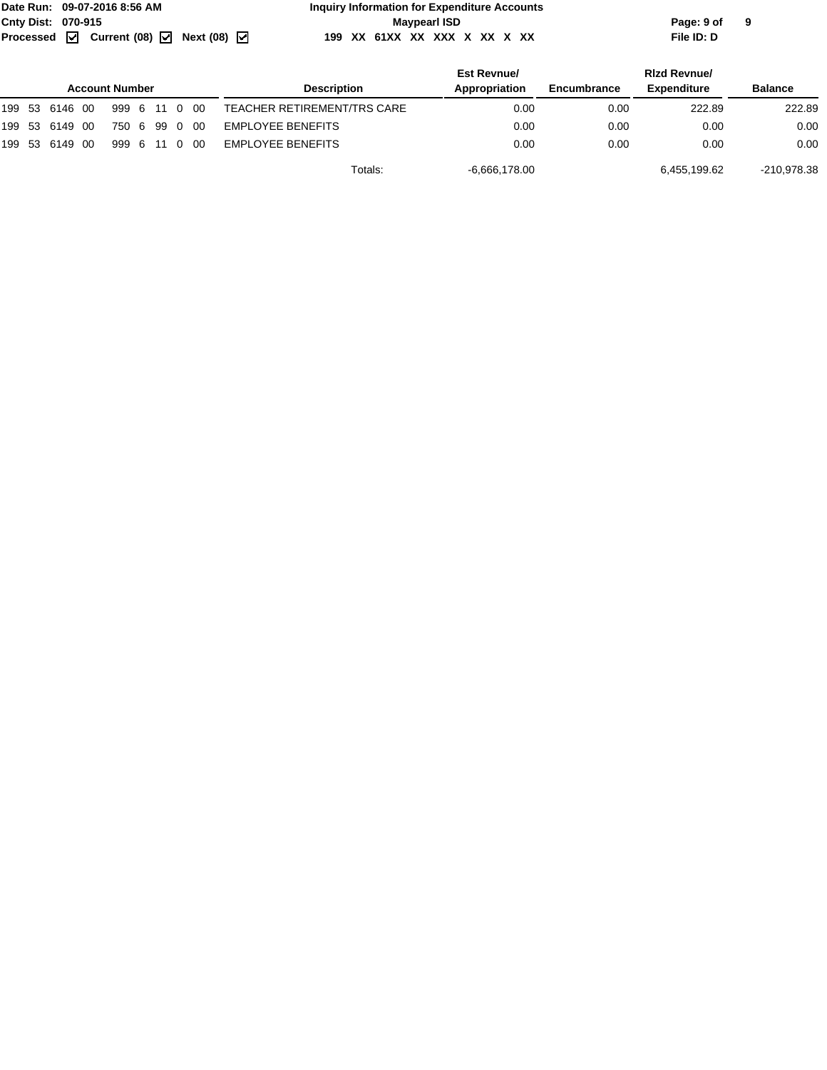**Date Run: 09-07-2016 8:56 AM**
**Cnty Dist: 070-915**
**Processed ☑ Current (08) ☑ Next (08) ☑**

**Inquiry Information for Expenditure Accounts**
**Maypearl ISD**
**199 XX 61XX XX XXX X XX X XX**

**File ID: D**

| Account Number | Description | Est Revnue/ Appropriation | Encumbrance | Rlzd Revnue/ Expenditure | Balance |
|---|---|---|---|---|---|
| 199 53 6146 00 999 6 11 0 00 | TEACHER RETIREMENT/TRS CARE | 0.00 | 0.00 | 222.89 | 222.89 |
| 199 53 6149 00 750 6 99 0 00 | EMPLOYEE BENEFITS | 0.00 | 0.00 | 0.00 | 0.00 |
| 199 53 6149 00 999 6 11 0 00 | EMPLOYEE BENEFITS | 0.00 | 0.00 | 0.00 | 0.00 |
| | Totals: | -6,666,178.00 | | 6,455,199.62 | -210,978.38 |